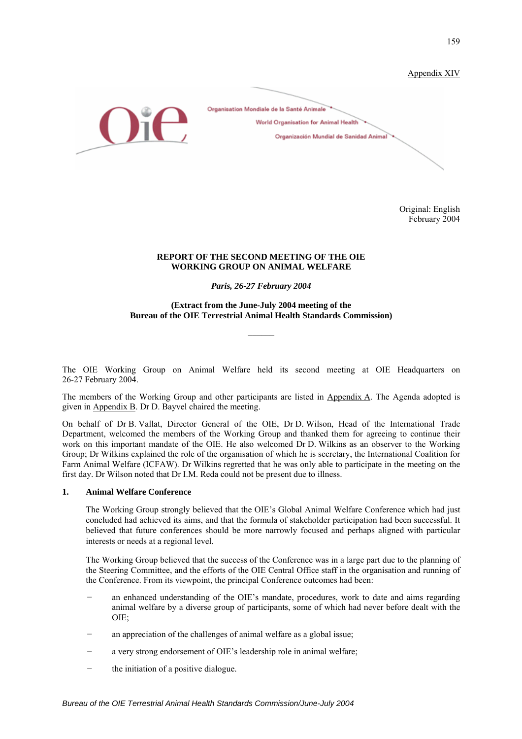Appendix XIV

Organisation Mondiale de la Santé Animale
World Organisation for Animal Health
Organización Mundial de Sanidad Animal

Original: English
February 2004

**REPORT OF THE SECOND MEETING OF THE OIE WORKING GROUP ON ANIMAL WELFARE**

***Paris, 26-27 February 2004***

**(Extract from the June-July 2004 meeting of the Bureau of the OIE Terrestrial Animal Health Standards Commission)**

---

The OIE Working Group on Animal Welfare held its second meeting at OIE Headquarters on 26-27 February 2004.

The members of the Working Group and other participants are listed in Appendix A. The Agenda adopted is given in Appendix B. Dr D. Bayvel chaired the meeting.

On behalf of Dr B. Vallat, Director General of the OIE, Dr D. Wilson, Head of the International Trade Department, welcomed the members of the Working Group and thanked them for agreeing to continue their work on this important mandate of the OIE. He also welcomed Dr D. Wilkins as an observer to the Working Group; Dr Wilkins explained the role of the organisation of which he is secretary, the International Coalition for Farm Animal Welfare (ICFAW). Dr Wilkins regretted that he was only able to participate in the meeting on the first day. Dr Wilson noted that Dr I.M. Reda could not be present due to illness.

**1. Animal Welfare Conference**

The Working Group strongly believed that the OIE's Global Animal Welfare Conference which had just concluded had achieved its aims, and that the formula of stakeholder participation had been successful. It believed that future conferences should be more narrowly focused and perhaps aligned with particular interests or needs at a regional level.

The Working Group believed that the success of the Conference was in a large part due to the planning of the Steering Committee, and the efforts of the OIE Central Office staff in the organisation and running of the Conference. From its viewpoint, the principal Conference outcomes had been:

- an enhanced understanding of the OIE's mandate, procedures, work to date and aims regarding animal welfare by a diverse group of participants, some of which had never before dealt with the OIE;
- an appreciation of the challenges of animal welfare as a global issue;
- a very strong endorsement of OIE's leadership role in animal welfare;
- the initiation of a positive dialogue.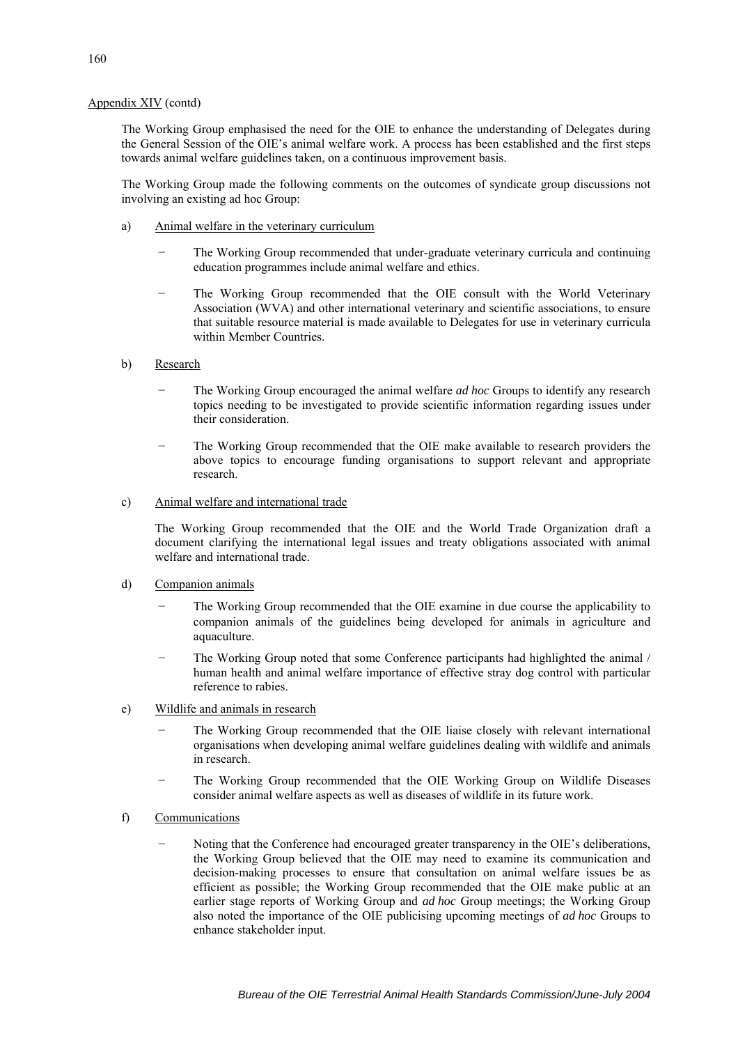Appendix XIV (contd)

The Working Group emphasised the need for the OIE to enhance the understanding of Delegates during the General Session of the OIE's animal welfare work. A process has been established and the first steps towards animal welfare guidelines taken, on a continuous improvement basis.

The Working Group made the following comments on the outcomes of syndicate group discussions not involving an existing ad hoc Group:

a) Animal welfare in the veterinary curriculum

   - The Working Group recommended that under-graduate veterinary curricula and continuing education programmes include animal welfare and ethics.

   - The Working Group recommended that the OIE consult with the World Veterinary Association (WVA) and other international veterinary and scientific associations, to ensure that suitable resource material is made available to Delegates for use in veterinary curricula within Member Countries.

b) Research

   - The Working Group encouraged the animal welfare *ad hoc* Groups to identify any research topics needing to be investigated to provide scientific information regarding issues under their consideration.

   - The Working Group recommended that the OIE make available to research providers the above topics to encourage funding organisations to support relevant and appropriate research.

c) Animal welfare and international trade

   The Working Group recommended that the OIE and the World Trade Organization draft a document clarifying the international legal issues and treaty obligations associated with animal welfare and international trade.

d) Companion animals

   - The Working Group recommended that the OIE examine in due course the applicability to companion animals of the guidelines being developed for animals in agriculture and aquaculture.

   - The Working Group noted that some Conference participants had highlighted the animal / human health and animal welfare importance of effective stray dog control with particular reference to rabies.

e) Wildlife and animals in research

   - The Working Group recommended that the OIE liaise closely with relevant international organisations when developing animal welfare guidelines dealing with wildlife and animals in research.

   - The Working Group recommended that the OIE Working Group on Wildlife Diseases consider animal welfare aspects as well as diseases of wildlife in its future work.

f) Communications

   - Noting that the Conference had encouraged greater transparency in the OIE's deliberations, the Working Group believed that the OIE may need to examine its communication and decision-making processes to ensure that consultation on animal welfare issues be as efficient as possible; the Working Group recommended that the OIE make public at an earlier stage reports of Working Group and *ad hoc* Group meetings; the Working Group also noted the importance of the OIE publicising upcoming meetings of *ad hoc* Groups to enhance stakeholder input.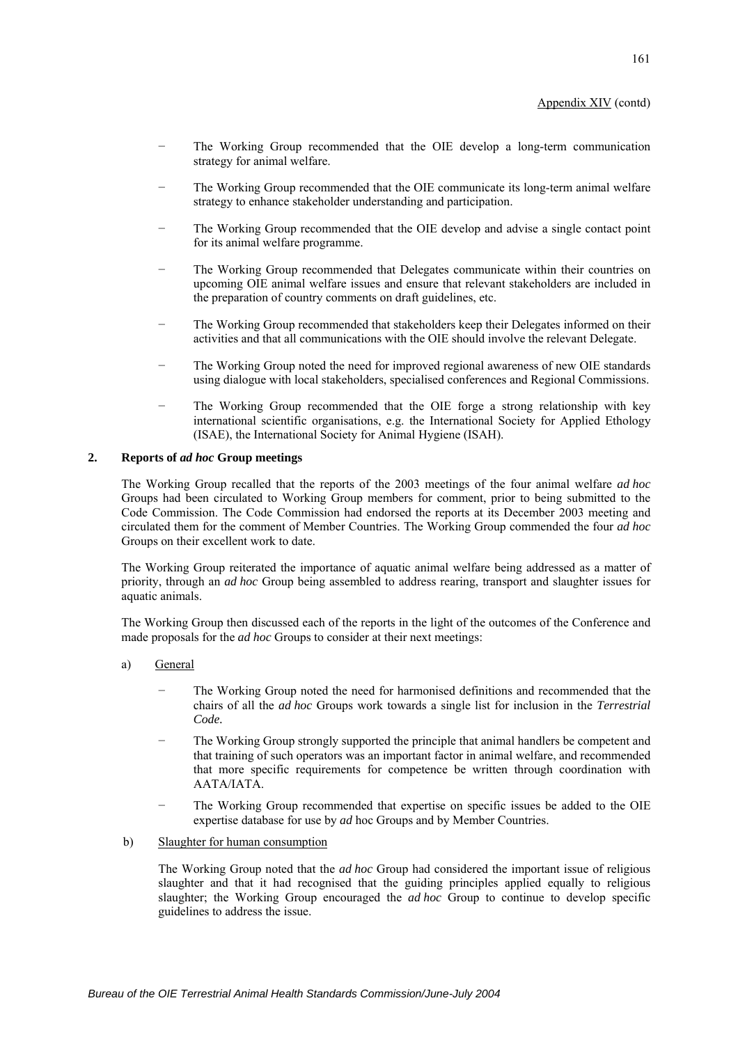- The Working Group recommended that the OIE develop a long-term communication strategy for animal welfare.
- The Working Group recommended that the OIE communicate its long-term animal welfare strategy to enhance stakeholder understanding and participation.
- The Working Group recommended that the OIE develop and advise a single contact point for its animal welfare programme.
- The Working Group recommended that Delegates communicate within their countries on upcoming OIE animal welfare issues and ensure that relevant stakeholders are included in the preparation of country comments on draft guidelines, etc.
- The Working Group recommended that stakeholders keep their Delegates informed on their activities and that all communications with the OIE should involve the relevant Delegate.
- The Working Group noted the need for improved regional awareness of new OIE standards using dialogue with local stakeholders, specialised conferences and Regional Commissions.
- The Working Group recommended that the OIE forge a strong relationship with key international scientific organisations, e.g. the International Society for Applied Ethology (ISAE), the International Society for Animal Hygiene (ISAH).

## 2. Reports of *ad hoc* Group meetings

The Working Group recalled that the reports of the 2003 meetings of the four animal welfare *ad hoc* Groups had been circulated to Working Group members for comment, prior to being submitted to the Code Commission. The Code Commission had endorsed the reports at its December 2003 meeting and circulated them for the comment of Member Countries. The Working Group commended the four *ad hoc* Groups on their excellent work to date.

The Working Group reiterated the importance of aquatic animal welfare being addressed as a matter of priority, through an *ad hoc* Group being assembled to address rearing, transport and slaughter issues for aquatic animals.

The Working Group then discussed each of the reports in the light of the outcomes of the Conference and made proposals for the *ad hoc* Groups to consider at their next meetings:

a) General

- The Working Group noted the need for harmonised definitions and recommended that the chairs of all the *ad hoc* Groups work towards a single list for inclusion in the *Terrestrial Code*.
- The Working Group strongly supported the principle that animal handlers be competent and that training of such operators was an important factor in animal welfare, and recommended that more specific requirements for competence be written through coordination with AATA/IATA.
- The Working Group recommended that expertise on specific issues be added to the OIE expertise database for use by *ad* hoc Groups and by Member Countries.

b) Slaughter for human consumption

The Working Group noted that the *ad hoc* Group had considered the important issue of religious slaughter and that it had recognised that the guiding principles applied equally to religious slaughter; the Working Group encouraged the *ad hoc* Group to continue to develop specific guidelines to address the issue.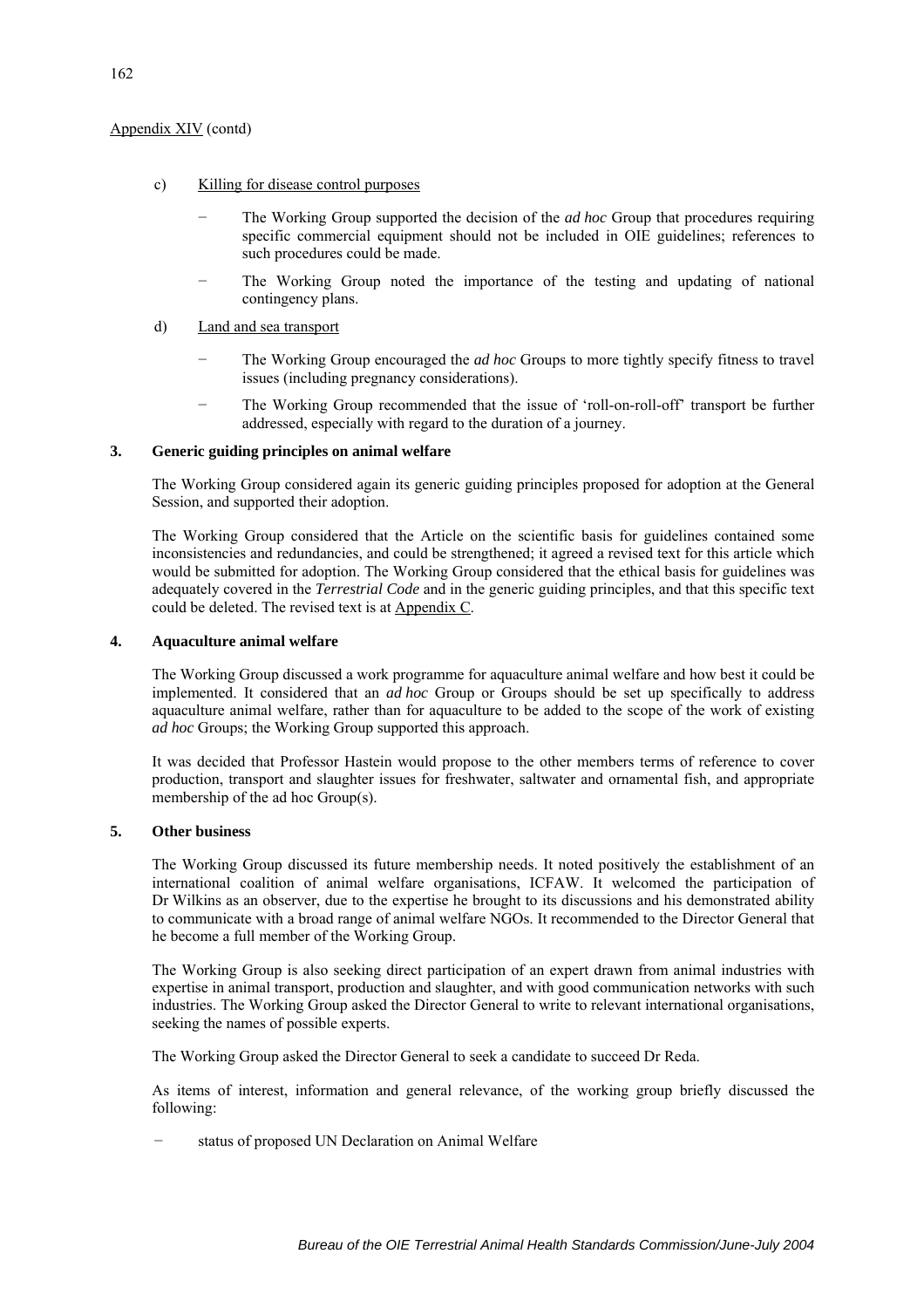Appendix XIV (contd)

c) Killing for disease control purposes

- The Working Group supported the decision of the *ad hoc* Group that procedures requiring specific commercial equipment should not be included in OIE guidelines; references to such procedures could be made.
- The Working Group noted the importance of the testing and updating of national contingency plans.

d) Land and sea transport

- The Working Group encouraged the *ad hoc* Groups to more tightly specify fitness to travel issues (including pregnancy considerations).
- The Working Group recommended that the issue of 'roll-on-roll-off' transport be further addressed, especially with regard to the duration of a journey.

**3. Generic guiding principles on animal welfare**

The Working Group considered again its generic guiding principles proposed for adoption at the General Session, and supported their adoption.

The Working Group considered that the Article on the scientific basis for guidelines contained some inconsistencies and redundancies, and could be strengthened; it agreed a revised text for this article which would be submitted for adoption. The Working Group considered that the ethical basis for guidelines was adequately covered in the *Terrestrial Code* and in the generic guiding principles, and that this specific text could be deleted. The revised text is at Appendix C.

**4. Aquaculture animal welfare**

The Working Group discussed a work programme for aquaculture animal welfare and how best it could be implemented. It considered that an *ad hoc* Group or Groups should be set up specifically to address aquaculture animal welfare, rather than for aquaculture to be added to the scope of the work of existing *ad hoc* Groups; the Working Group supported this approach.

It was decided that Professor Hastein would propose to the other members terms of reference to cover production, transport and slaughter issues for freshwater, saltwater and ornamental fish, and appropriate membership of the ad hoc Group(s).

**5. Other business**

The Working Group discussed its future membership needs. It noted positively the establishment of an international coalition of animal welfare organisations, ICFAW. It welcomed the participation of Dr Wilkins as an observer, due to the expertise he brought to its discussions and his demonstrated ability to communicate with a broad range of animal welfare NGOs. It recommended to the Director General that he become a full member of the Working Group.

The Working Group is also seeking direct participation of an expert drawn from animal industries with expertise in animal transport, production and slaughter, and with good communication networks with such industries. The Working Group asked the Director General to write to relevant international organisations, seeking the names of possible experts.

The Working Group asked the Director General to seek a candidate to succeed Dr Reda.

As items of interest, information and general relevance, of the working group briefly discussed the following:

- status of proposed UN Declaration on Animal Welfare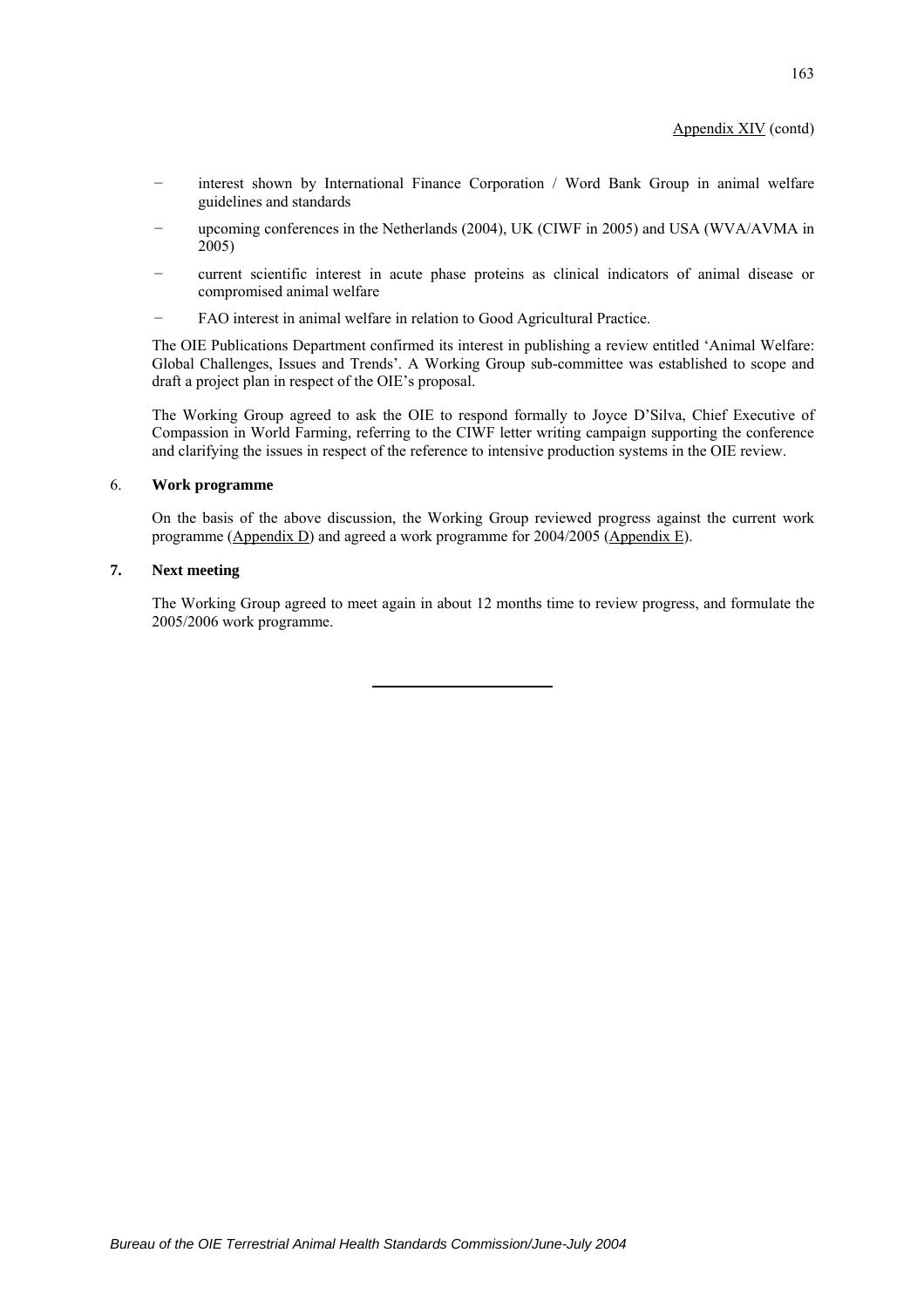Appendix XIV (contd)

- interest shown by International Finance Corporation / Word Bank Group in animal welfare guidelines and standards
- upcoming conferences in the Netherlands (2004), UK (CIWF in 2005) and USA (WVA/AVMA in 2005)
- current scientific interest in acute phase proteins as clinical indicators of animal disease or compromised animal welfare
- FAO interest in animal welfare in relation to Good Agricultural Practice.

The OIE Publications Department confirmed its interest in publishing a review entitled 'Animal Welfare: Global Challenges, Issues and Trends'. A Working Group sub-committee was established to scope and draft a project plan in respect of the OIE's proposal.

The Working Group agreed to ask the OIE to respond formally to Joyce D'Silva, Chief Executive of Compassion in World Farming, referring to the CIWF letter writing campaign supporting the conference and clarifying the issues in respect of the reference to intensive production systems in the OIE review.

6. **Work programme**

On the basis of the above discussion, the Working Group reviewed progress against the current work programme (Appendix D) and agreed a work programme for 2004/2005 (Appendix E).

**7. Next meeting**

The Working Group agreed to meet again in about 12 months time to review progress, and formulate the 2005/2006 work programme.

---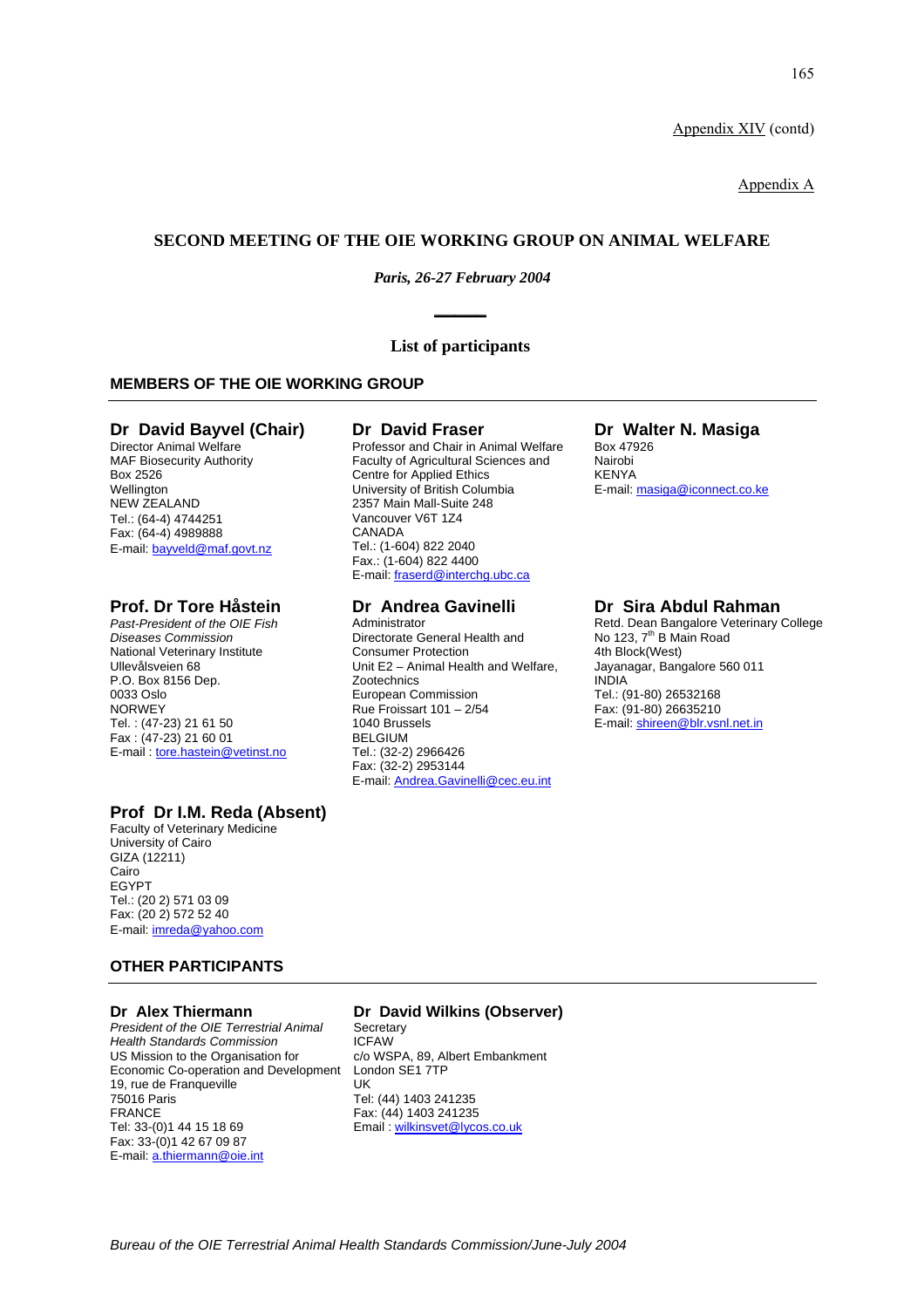Appendix XIV (contd)

Appendix A

## SECOND MEETING OF THE OIE WORKING GROUP ON ANIMAL WELFARE

*Paris, 26-27 February 2004*

**List of participants**

### MEMBERS OF THE OIE WORKING GROUP

**Dr David Bayvel (Chair)**
Director Animal Welfare
MAF Biosecurity Authority
Box 2526
Wellington
NEW ZEALAND
Tel.: (64-4) 4744251
Fax: (64-4) 4989888
E-mail: bayveld@maf.govt.nz

**Dr David Fraser**
Professor and Chair in Animal Welfare
Faculty of Agricultural Sciences and
Centre for Applied Ethics
University of British Columbia
2357 Main Mall-Suite 248
Vancouver V6T 1Z4
CANADA
Tel.: (1-604) 822 2040
Fax.: (1-604) 822 4400
E-mail: fraserd@interchg.ubc.ca

**Dr Walter N. Masiga**
Box 47926
Nairobi
KENYA
E-mail: masiga@iconnect.co.ke

**Prof. Dr Tore Håstein**
*Past-President of the OIE Fish Diseases Commission*
National Veterinary Institute
Ullevålsveien 68
P.O. Box 8156 Dep.
0033 Oslo
NORWEY
Tel. : (47-23) 21 61 50
Fax : (47-23) 21 60 01
E-mail : tore.hastein@vetinst.no

**Dr Andrea Gavinelli**
Administrator
Directorate General Health and Consumer Protection
Unit E2 – Animal Health and Welfare, Zootechnics
European Commission
Rue Froissart 101 – 2/54
1040 Brussels
BELGIUM
Tel.: (32-2) 2966426
Fax: (32-2) 2953144
E-mail: Andrea.Gavinelli@cec.eu.int

**Dr Sira Abdul Rahman**
Retd. Dean Bangalore Veterinary College
No 123, 7th B Main Road
4th Block(West)
Jayanagar, Bangalore 560 011
INDIA
Tel.: (91-80) 26532168
Fax: (91-80) 26635210
E-mail: shireen@blr.vsnl.net.in

**Prof Dr I.M. Reda (Absent)**
Faculty of Veterinary Medicine
University of Cairo
GIZA (12211)
Cairo
EGYPT
Tel.: (20 2) 571 03 09
Fax: (20 2) 572 52 40
E-mail: imreda@yahoo.com

### OTHER PARTICIPANTS

**Dr Alex Thiermann**
*President of the OIE Terrestrial Animal Health Standards Commission*
US Mission to the Organisation for Economic Co-operation and Development
19, rue de Franqueville
75016 Paris
FRANCE
Tel: 33-(0)1 44 15 18 69
Fax: 33-(0)1 42 67 09 87
E-mail: a.thiermann@oie.int

**Dr David Wilkins (Observer)**
Secretary
ICFAW
c/o WSPA, 89, Albert Embankment
London SE1 7TP
UK
Tel: (44) 1403 241235
Fax: (44) 1403 241235
Email : wilkinsvet@lycos.co.uk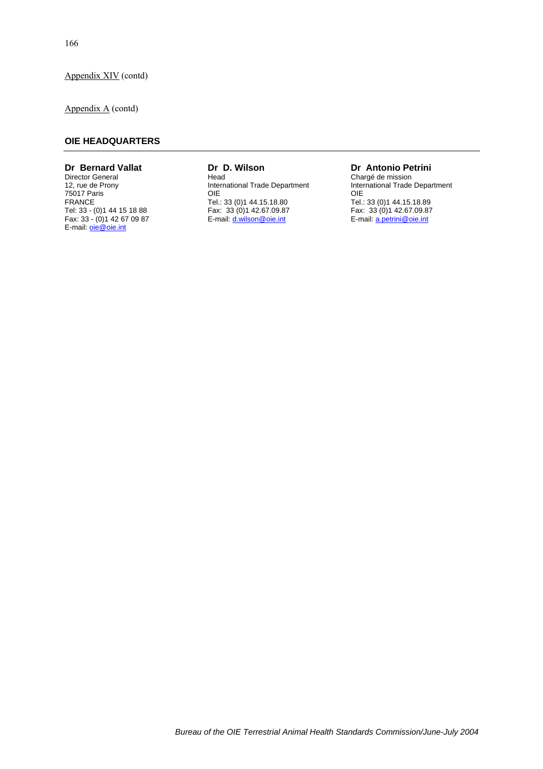Appendix XIV (contd)

Appendix A (contd)

## OIE HEADQUARTERS

**Dr Bernard Vallat**
Director General
12, rue de Prony
75017 Paris
FRANCE
Tel: 33 - (0)1 44 15 18 88
Fax: 33 - (0)1 42 67 09 87
E-mail: oie@oie.int

**Dr D. Wilson**
Head
International Trade Department
OIE
Tel.: 33 (0)1 44.15.18.80
Fax: 33 (0)1 42.67.09.87
E-mail: d.wilson@oie.int

**Dr Antonio Petrini**
Chargé de mission
International Trade Department
OIE
Tel.: 33 (0)1 44.15.18.89
Fax: 33 (0)1 42.67.09.87
E-mail: a.petrini@oie.int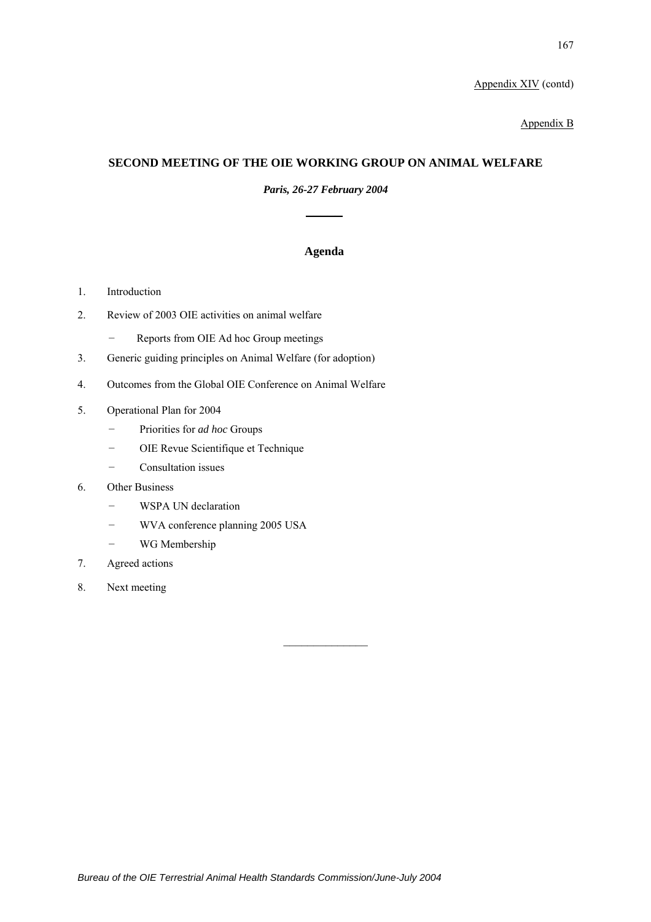Appendix XIV (contd)

Appendix B

## SECOND MEETING OF THE OIE WORKING GROUP ON ANIMAL WELFARE

***Paris, 26-27 February 2004***

---

### Agenda

1. Introduction
2. Review of 2003 OIE activities on animal welfare
   - Reports from OIE Ad hoc Group meetings
3. Generic guiding principles on Animal Welfare (for adoption)
4. Outcomes from the Global OIE Conference on Animal Welfare
5. Operational Plan for 2004
   - Priorities for *ad hoc* Groups
   - OIE Revue Scientifique et Technique
   - Consultation issues
6. Other Business
   - WSPA UN declaration
   - WVA conference planning 2005 USA
   - WG Membership
7. Agreed actions
8. Next meeting

---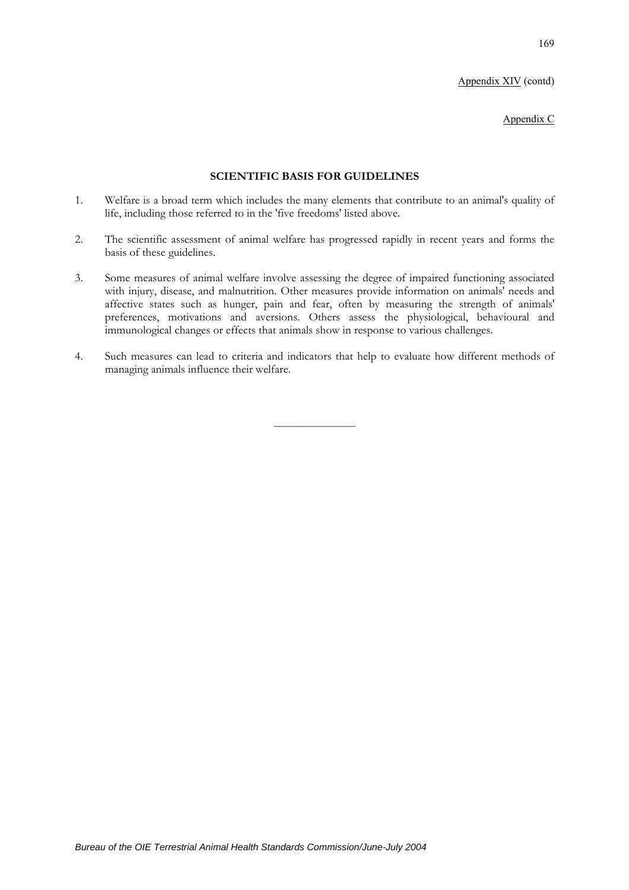Appendix XIV (contd)

Appendix C

## SCIENTIFIC BASIS FOR GUIDELINES

1. Welfare is a broad term which includes the many elements that contribute to an animal's quality of life, including those referred to in the 'five freedoms' listed above.

2. The scientific assessment of animal welfare has progressed rapidly in recent years and forms the basis of these guidelines.

3. Some measures of animal welfare involve assessing the degree of impaired functioning associated with injury, disease, and malnutrition. Other measures provide information on animals' needs and affective states such as hunger, pain and fear, often by measuring the strength of animals' preferences, motivations and aversions. Others assess the physiological, behavioural and immunological changes or effects that animals show in response to various challenges.

4. Such measures can lead to criteria and indicators that help to evaluate how different methods of managing animals influence their welfare.

_______________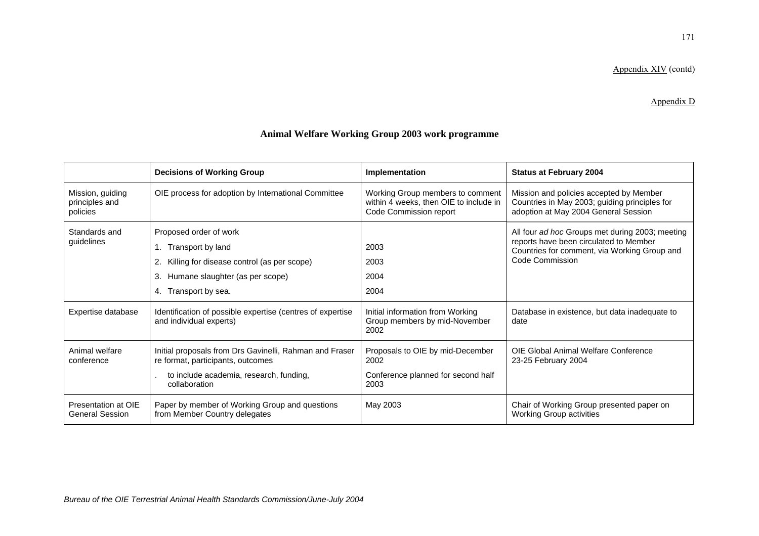Appendix XIV (contd)

Appendix D

## Animal Welfare Working Group 2003 work programme

| | Decisions of Working Group | Implementation | Status at February 2004 |
|---|---|---|---|
| Mission, guiding principles and policies | OIE process for adoption by International Committee | Working Group members to comment within 4 weeks, then OIE to include in Code Commission report | Mission and policies accepted by Member Countries in May 2003; guiding principles for adoption at May 2004 General Session |
| Standards and guidelines | Proposed order of work<br>1. Transport by land<br>2. Killing for disease control (as per scope)<br>3. Humane slaughter (as per scope)<br>4. Transport by sea. | <br>2003<br>2003<br>2004<br>2004 | All four *ad hoc* Groups met during 2003; meeting reports have been circulated to Member Countries for comment, via Working Group and Code Commission |
| Expertise database | Identification of possible expertise (centres of expertise and individual experts) | Initial information from Working Group members by mid-November 2002 | Database in existence, but data inadequate to date |
| Animal welfare conference | Initial proposals from Drs Gavinelli, Rahman and Fraser re format, participants, outcomes<br>. to include academia, research, funding, collaboration | Proposals to OIE by mid-December 2002<br>Conference planned for second half 2003 | OIE Global Animal Welfare Conference 23-25 February 2004 |
| Presentation at OIE General Session | Paper by member of Working Group and questions from Member Country delegates | May 2003 | Chair of Working Group presented paper on Working Group activities |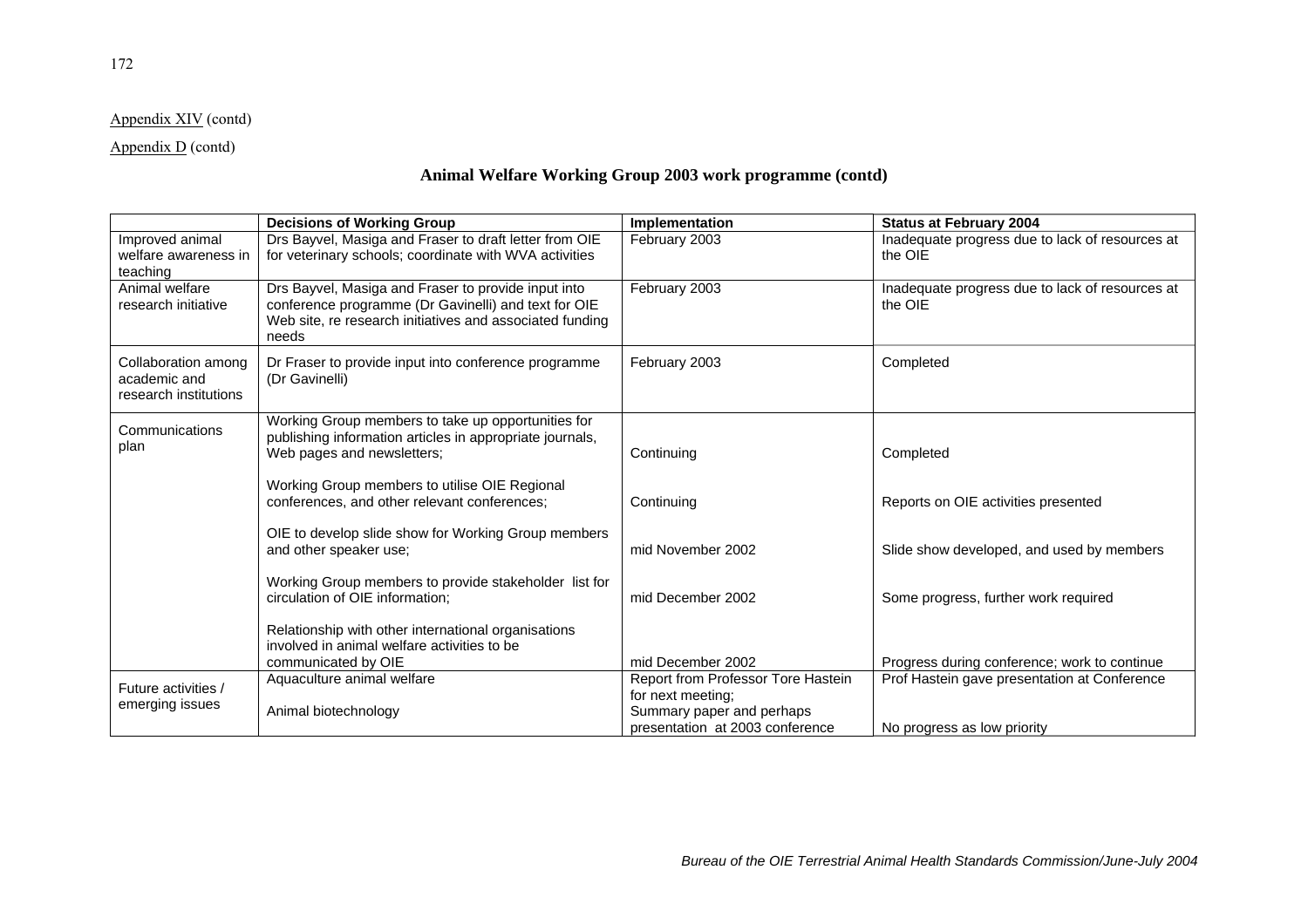Appendix XIV (contd)

Appendix D (contd)

## Animal Welfare Working Group 2003 work programme (contd)

| | Decisions of Working Group | Implementation | Status at February 2004 |
|---|---|---|---|
| Improved animal welfare awareness in teaching | Drs Bayvel, Masiga and Fraser to draft letter from OIE for veterinary schools; coordinate with WVA activities | February 2003 | Inadequate progress due to lack of resources at the OIE |
| Animal welfare research initiative | Drs Bayvel, Masiga and Fraser to provide input into conference programme (Dr Gavinelli) and text for OIE Web site, re research initiatives and associated funding needs | February 2003 | Inadequate progress due to lack of resources at the OIE |
| Collaboration among academic and research institutions | Dr Fraser to provide input into conference programme (Dr Gavinelli) | February 2003 | Completed |
| Communications plan | Working Group members to take up opportunities for publishing information articles in appropriate journals, Web pages and newsletters; | Continuing | Completed |
| | Working Group members to utilise OIE Regional conferences, and other relevant conferences; | Continuing | Reports on OIE activities presented |
| | OIE to develop slide show for Working Group members and other speaker use; | mid November 2002 | Slide show developed, and used by members |
| | Working Group members to provide stakeholder list for circulation of OIE information; | mid December 2002 | Some progress, further work required |
| | Relationship with other international organisations involved in animal welfare activities to be communicated by OIE | mid December 2002 | Progress during conference; work to continue |
| Future activities / emerging issues | Aquaculture animal welfare | Report from Professor Tore Hastein for next meeting; | Prof Hastein gave presentation at Conference |
| | Animal biotechnology | Summary paper and perhaps presentation at 2003 conference | No progress as low priority |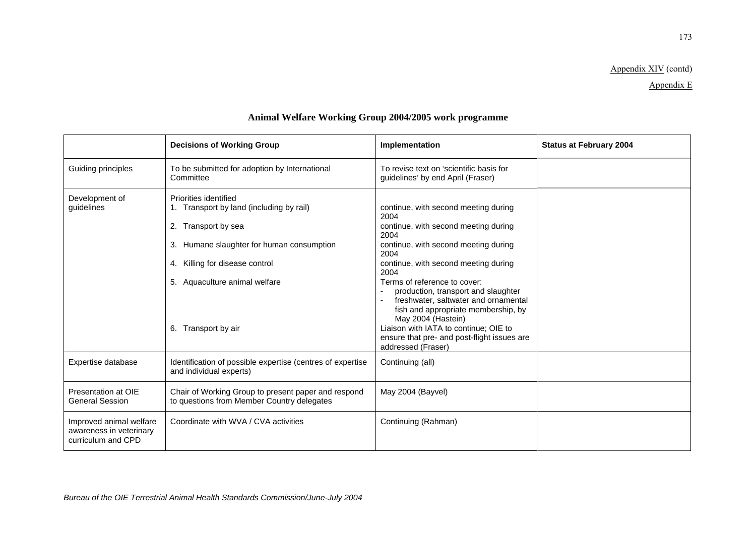Appendix XIV (contd)

Appendix E

## Animal Welfare Working Group 2004/2005 work programme

| | Decisions of Working Group | Implementation | Status at February 2004 |
|---|---|---|---|
| Guiding principles | To be submitted for adoption by International Committee | To revise text on 'scientific basis for guidelines' by end April (Fraser) | |
| Development of guidelines | Priorities identified<br>1. Transport by land (including by rail)<br>2. Transport by sea<br>3. Humane slaughter for human consumption<br>4. Killing for disease control<br>5. Aquaculture animal welfare<br><br><br><br>6. Transport by air | <br>continue, with second meeting during 2004<br>continue, with second meeting during 2004<br>continue, with second meeting during 2004<br>continue, with second meeting during 2004<br>Terms of reference to cover:<br>- production, transport and slaughter<br>- freshwater, saltwater and ornamental fish and appropriate membership, by May 2004 (Hastein)<br>Liaison with IATA to continue; OIE to ensure that pre- and post-flight issues are addressed (Fraser) | |
| Expertise database | Identification of possible expertise (centres of expertise and individual experts) | Continuing (all) | |
| Presentation at OIE General Session | Chair of Working Group to present paper and respond to questions from Member Country delegates | May 2004 (Bayvel) | |
| Improved animal welfare awareness in veterinary curriculum and CPD | Coordinate with WVA / CVA activities | Continuing (Rahman) | |

*Bureau of the OIE Terrestrial Animal Health Standards Commission/June-July 2004*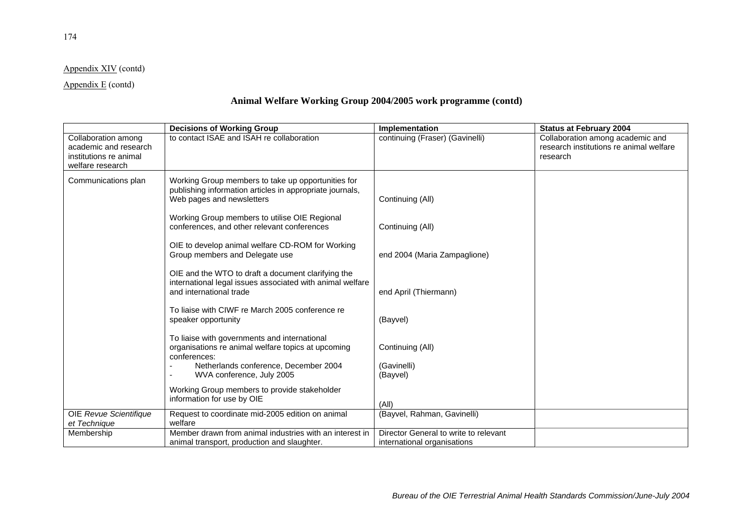Appendix XIV (contd)

Appendix E (contd)

## Animal Welfare Working Group 2004/2005 work programme (contd)

| | Decisions of Working Group | Implementation | Status at February 2004 |
|---|---|---|---|
| Collaboration among academic and research institutions re animal welfare research | to contact ISAE and ISAH re collaboration | continuing (Fraser) (Gavinelli) | Collaboration among academic and research institutions re animal welfare research |
| Communications plan | Working Group members to take up opportunities for publishing information articles in appropriate journals, Web pages and newsletters<br><br>Working Group members to utilise OIE Regional conferences, and other relevant conferences<br><br>OIE to develop animal welfare CD-ROM for Working Group members and Delegate use<br><br>OIE and the WTO to draft a document clarifying the international legal issues associated with animal welfare and international trade<br><br>To liaise with CIWF re March 2005 conference re speaker opportunity<br><br>To liaise with governments and international organisations re animal welfare topics at upcoming conferences:<br>- Netherlands conference, December 2004<br>- WVA conference, July 2005<br><br>Working Group members to provide stakeholder information for use by OIE | Continuing (All)<br><br>Continuing (All)<br><br>end 2004 (Maria Zampaglione)<br><br>end April (Thiermann)<br><br>(Bayvel)<br><br>Continuing (All)<br><br>(Gavinelli)<br>(Bayvel)<br><br>(All) | |
| OIE *Revue Scientifique et Technique* | Request to coordinate mid-2005 edition on animal welfare | (Bayvel, Rahman, Gavinelli) | |
| Membership | Member drawn from animal industries with an interest in animal transport, production and slaughter. | Director General to write to relevant international organisations | |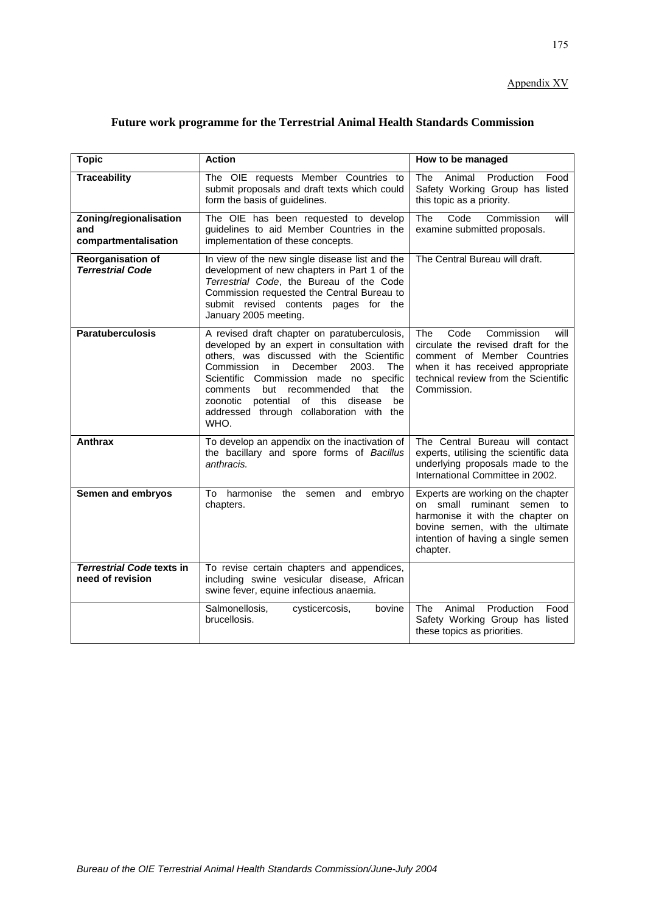Appendix XV

# Future work programme for the Terrestrial Animal Health Standards Commission

| Topic | Action | How to be managed |
|---|---|---|
| **Traceability** | The OIE requests Member Countries to submit proposals and draft texts which could form the basis of guidelines. | The Animal Production Food Safety Working Group has listed this topic as a priority. |
| **Zoning/regionalisation and compartmentalisation** | The OIE has been requested to develop guidelines to aid Member Countries in the implementation of these concepts. | The Code Commission will examine submitted proposals. |
| **Reorganisation of *Terrestrial Code*** | In view of the new single disease list and the development of new chapters in Part 1 of the *Terrestrial Code*, the Bureau of the Code Commission requested the Central Bureau to submit revised contents pages for the January 2005 meeting. | The Central Bureau will draft. |
| **Paratuberculosis** | A revised draft chapter on paratuberculosis, developed by an expert in consultation with others, was discussed with the Scientific Commission in December 2003. The Scientific Commission made no specific comments but recommended that the zoonotic potential of this disease be addressed through collaboration with the WHO. | The Code Commission will circulate the revised draft for the comment of Member Countries when it has received appropriate technical review from the Scientific Commission. |
| **Anthrax** | To develop an appendix on the inactivation of the bacillary and spore forms of *Bacillus anthracis.* | The Central Bureau will contact experts, utilising the scientific data underlying proposals made to the International Committee in 2002. |
| **Semen and embryos** | To harmonise the semen and embryo chapters. | Experts are working on the chapter on small ruminant semen to harmonise it with the chapter on bovine semen, with the ultimate intention of having a single semen chapter. |
| ***Terrestrial Code* texts in need of revision** | To revise certain chapters and appendices, including swine vesicular disease, African swine fever, equine infectious anaemia. | |
| | Salmonellosis, cysticercosis, bovine brucellosis. | The Animal Production Food Safety Working Group has listed these topics as priorities. |